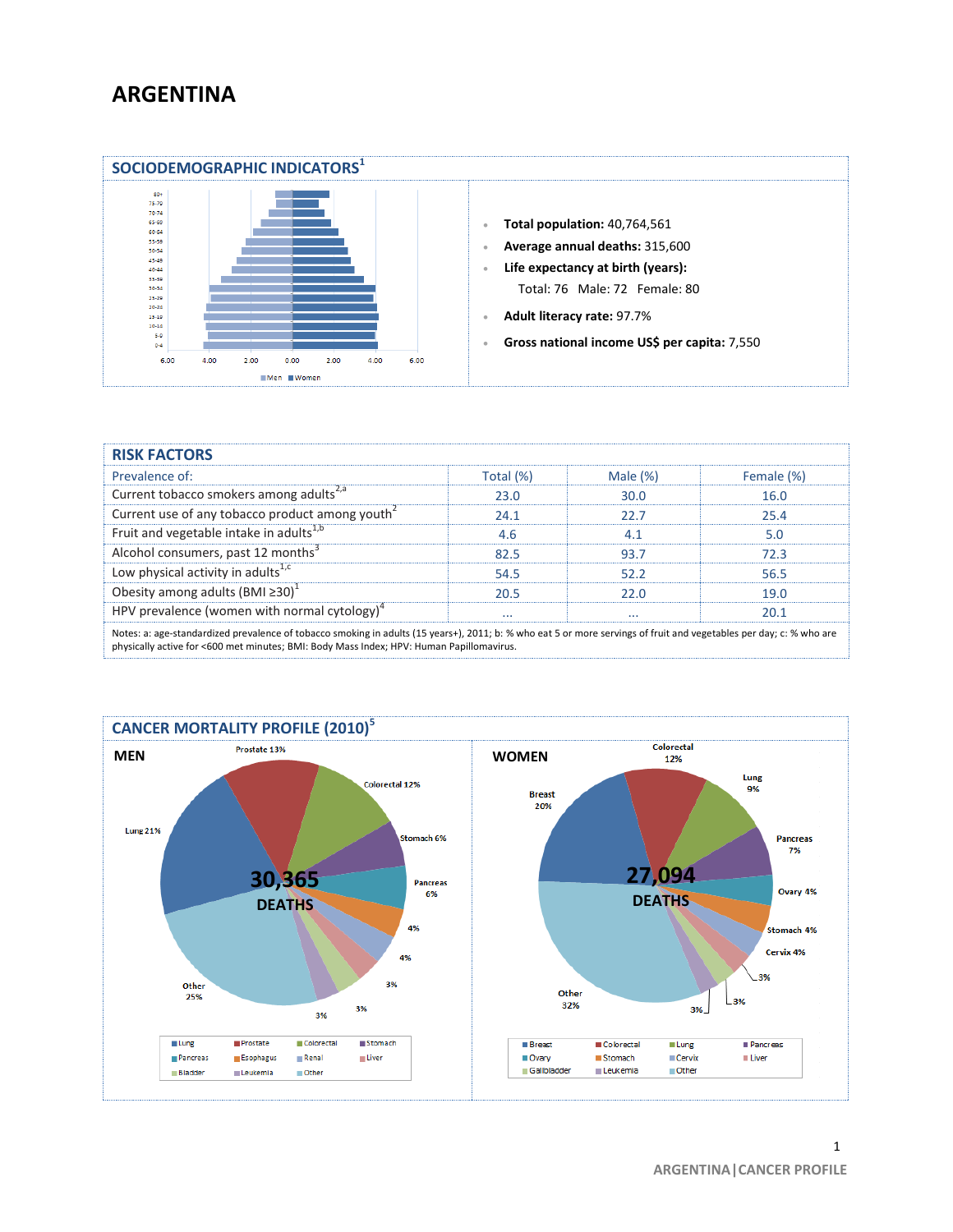# ARGENTINA

## SOCIODEMOGRAPHIC INDICATORS[1]

- **Total population:** 40,764,561
- **Average annual deaths:** 315,600
- **Life expectancy at birth (years):**
  Total: 76 Male: 72 Female: 80
- **Adult literacy rate:** 97.7%
- **Gross national income US$ per capita:** 7,550

## RISK FACTORS

| Prevalence of: | Total (%) | Male (%) | Female (%) |
|---|---|---|---|
| Current tobacco smokers among adults[2,a] | 23.0 | 30.0 | 16.0 |
| Current use of any tobacco product among youth[2] | 24.1 | 22.7 | 25.4 |
| Fruit and vegetable intake in adults[1,b] | 4.6 | 4.1 | 5.0 |
| Alcohol consumers, past 12 months[3] | 82.5 | 93.7 | 72.3 |
| Low physical activity in adults[1,c] | 54.5 | 52.2 | 56.5 |
| Obesity among adults (BMI ≥30)[1] | 20.5 | 22.0 | 19.0 |
| HPV prevalence (women with normal cytology)[4] | ... | ... | 20.1 |

Notes: a: age-standardized prevalence of tobacco smoking in adults (15 years+), 2011; b: % who eat 5 or more servings of fruit and vegetables per day; c: % who are physically active for <600 met minutes; BMI: Body Mass Index; HPV: Human Papillomavirus.

## CANCER MORTALITY PROFILE (2010)[5]

### MEN

30,365 DEATHS

Lung 21%, Prostate 13%, Colorectal 12%, Stomach 6%, Pancreas 6%, Esophagus 4%, Renal 4%, Liver 3%, Bladder 3%, Leukemia 3%, Other 25%

### WOMEN

27,094 DEATHS

Breast 20%, Colorectal 12%, Lung 9%, Pancreas 7%, Ovary 4%, Stomach 4%, Cervix 4%, Liver 3%, Gallbladder 3%, Leukemia 3%, Other 32%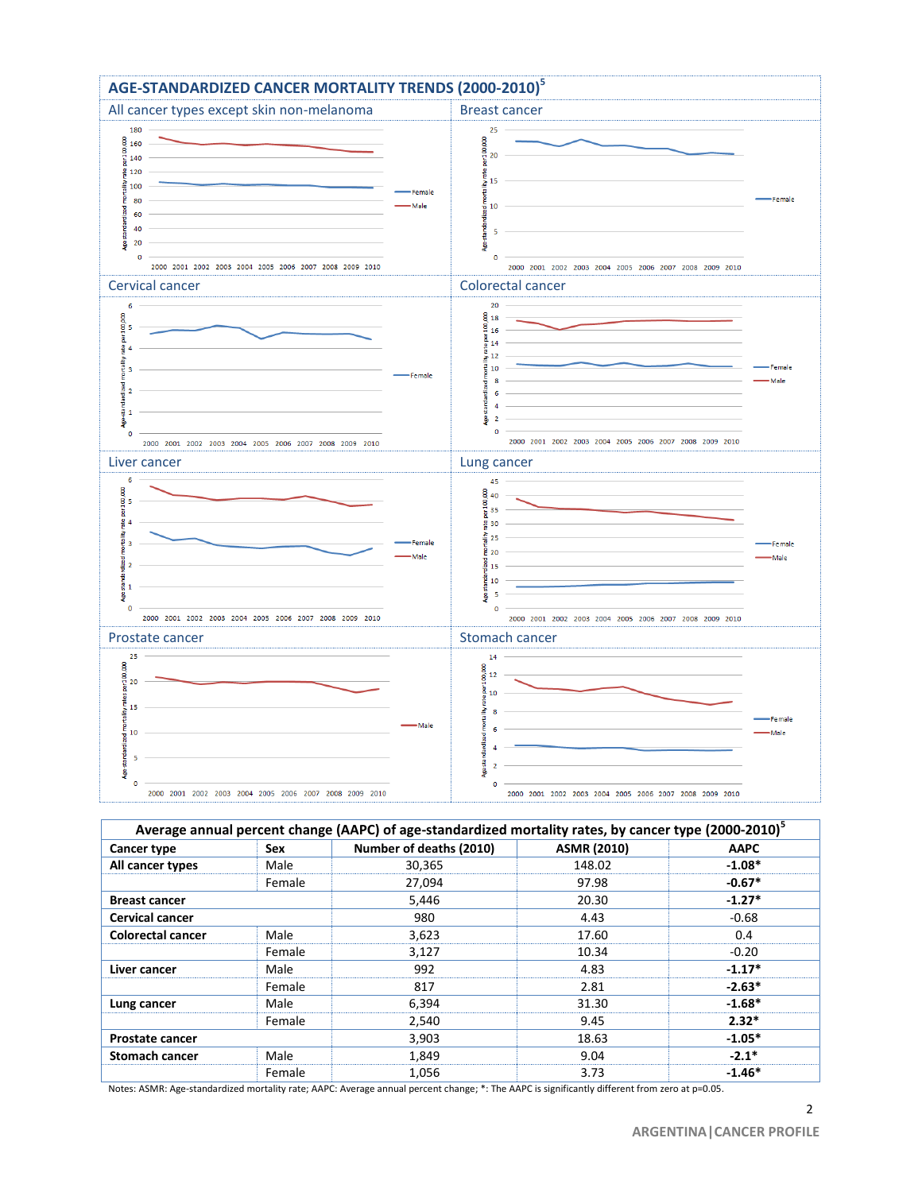## AGE-STANDARDIZED CANCER MORTALITY TRENDS (2000-2010)[5]

### All cancer types except skin non-melanoma

### Breast cancer

### Cervical cancer

### Colorectal cancer

### Liver cancer

### Lung cancer

### Prostate cancer

### Stomach cancer

| Average annual percent change (AAPC) of age-standardized mortality rates, by cancer type (2000-2010)[5] | | | | |
|---|---|---|---|---|
| **Cancer type** | **Sex** | **Number of deaths (2010)** | **ASMR (2010)** | **AAPC** |
| **All cancer types** | Male | 30,365 | 148.02 | **-1.08*** |
| | Female | 27,094 | 97.98 | **-0.67*** |
| **Breast cancer** | | 5,446 | 20.30 | **-1.27*** |
| **Cervical cancer** | | 980 | 4.43 | -0.68 |
| **Colorectal cancer** | Male | 3,623 | 17.60 | 0.4 |
| | Female | 3,127 | 10.34 | -0.20 |
| **Liver cancer** | Male | 992 | 4.83 | **-1.17*** |
| | Female | 817 | 2.81 | **-2.63*** |
| **Lung cancer** | Male | 6,394 | 31.30 | **-1.68*** |
| | Female | 2,540 | 9.45 | **2.32*** |
| **Prostate cancer** | | 3,903 | 18.63 | **-1.05*** |
| **Stomach cancer** | Male | 1,849 | 9.04 | **-2.1*** |
| | Female | 1,056 | 3.73 | **-1.46*** |

Notes: ASMR: Age-standardized mortality rate; AAPC: Average annual percent change; *: The AAPC is significantly different from zero at p=0.05.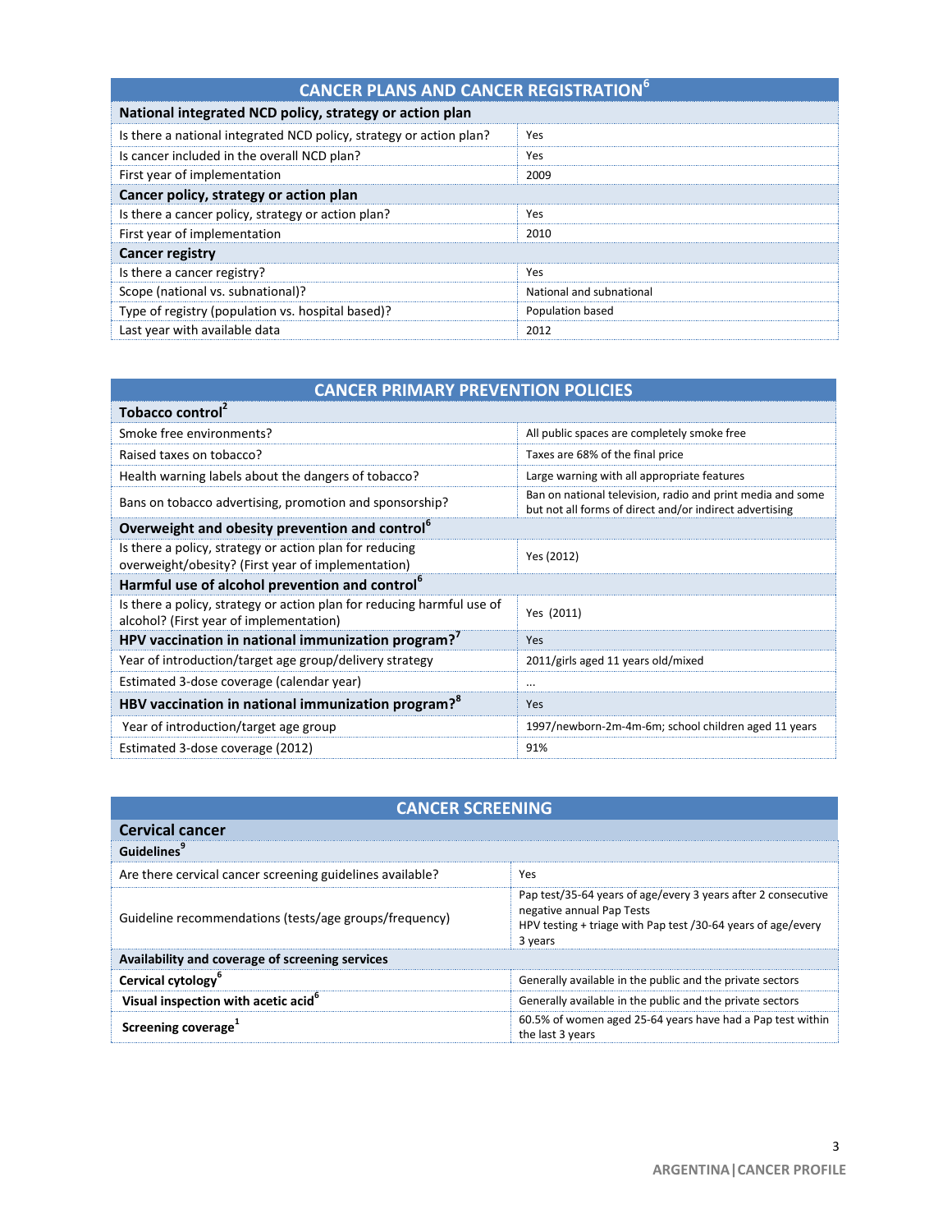| CANCER PLANS AND CANCER REGISTRATION[6] | |
|---|---|
| **National integrated NCD policy, strategy or action plan** | |
| Is there a national integrated NCD policy, strategy or action plan? | Yes |
| Is cancer included in the overall NCD plan? | Yes |
| First year of implementation | 2009 |
| **Cancer policy, strategy or action plan** | |
| Is there a cancer policy, strategy or action plan? | Yes |
| First year of implementation | 2010 |
| **Cancer registry** | |
| Is there a cancer registry? | Yes |
| Scope (national vs. subnational)? | National and subnational |
| Type of registry (population vs. hospital based)? | Population based |
| Last year with available data | 2012 |

| CANCER PRIMARY PREVENTION POLICIES | |
|---|---|
| **Tobacco control[2]** | |
| Smoke free environments? | All public spaces are completely smoke free |
| Raised taxes on tobacco? | Taxes are 68% of the final price |
| Health warning labels about the dangers of tobacco? | Large warning with all appropriate features |
| Bans on tobacco advertising, promotion and sponsorship? | Ban on national television, radio and print media and some but not all forms of direct and/or indirect advertising |
| **Overweight and obesity prevention and control[6]** | |
| Is there a policy, strategy or action plan for reducing overweight/obesity? (First year of implementation) | Yes (2012) |
| **Harmful use of alcohol prevention and control[6]** | |
| Is there a policy, strategy or action plan for reducing harmful use of alcohol? (First year of implementation) | Yes (2011) |
| **HPV vaccination in national immunization program?[7]** | Yes |
| Year of introduction/target age group/delivery strategy | 2011/girls aged 11 years old/mixed |
| Estimated 3-dose coverage (calendar year) | ... |
| **HBV vaccination in national immunization program?[8]** | Yes |
| Year of introduction/target age group | 1997/newborn-2m-4m-6m; school children aged 11 years |
| Estimated 3-dose coverage (2012) | 91% |

| CANCER SCREENING | |
|---|---|
| **Cervical cancer** | |
| **Guidelines[9]** | |
| Are there cervical cancer screening guidelines available? | Yes |
| Guideline recommendations (tests/age groups/frequency) | Pap test/35-64 years of age/every 3 years after 2 consecutive negative annual Pap Tests<br>HPV testing + triage with Pap test /30-64 years of age/every 3 years |
| **Availability and coverage of screening services** | |
| **Cervical cytology[6]** | Generally available in the public and the private sectors |
| **Visual inspection with acetic acid[6]** | Generally available in the public and the private sectors |
| **Screening coverage[1]** | 60.5% of women aged 25-64 years have had a Pap test within the last 3 years |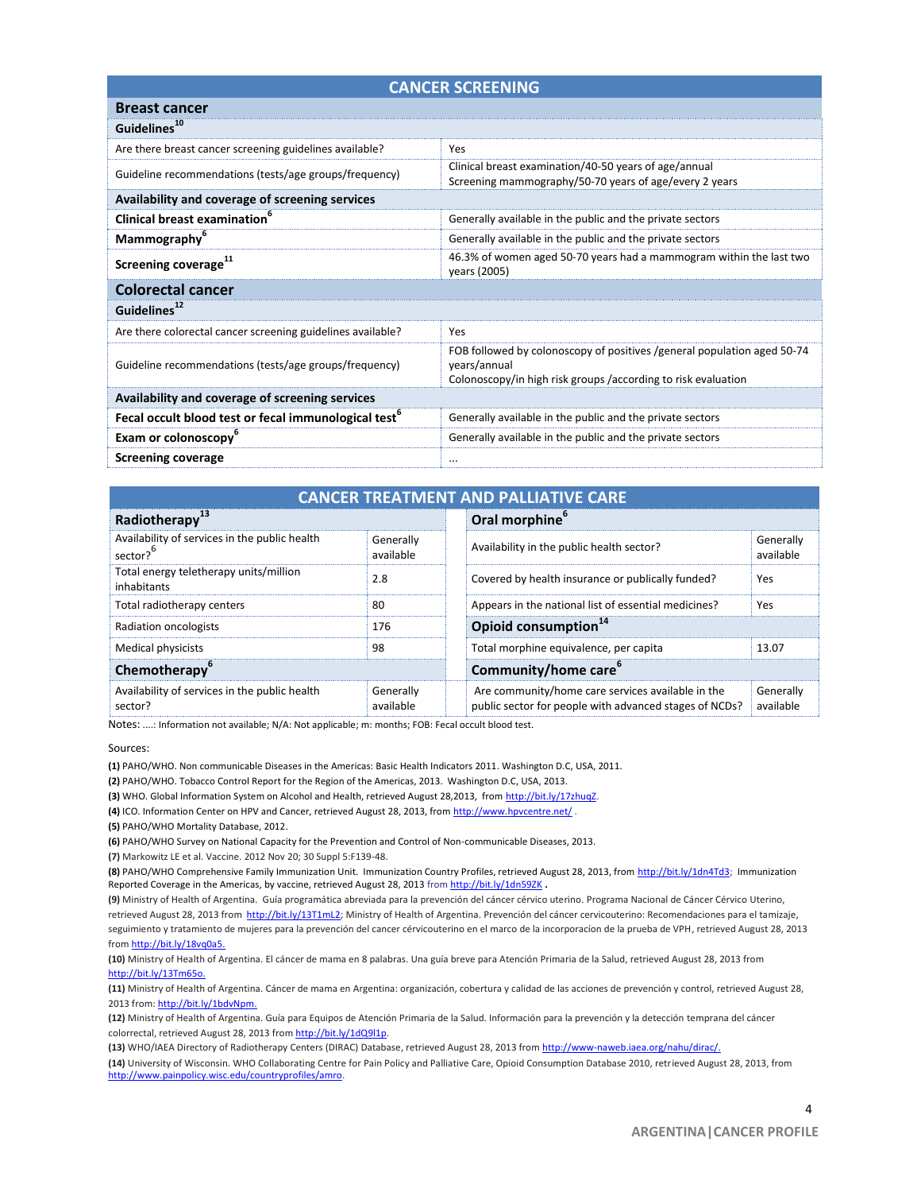# CANCER SCREENING

## Breast cancer

| | |
|---|---|
| **Guidelines**[10] | |
| Are there breast cancer screening guidelines available? | Yes |
| Guideline recommendations (tests/age groups/frequency) | Clinical breast examination/40-50 years of age/annual<br>Screening mammography/50-70 years of age/every 2 years |
| **Availability and coverage of screening services** | |
| **Clinical breast examination**[6] | Generally available in the public and the private sectors |
| **Mammography**[6] | Generally available in the public and the private sectors |
| **Screening coverage**[11] | 46.3% of women aged 50-70 years had a mammogram within the last two years (2005) |

## Colorectal cancer

| | |
|---|---|
| **Guidelines**[12] | |
| Are there colorectal cancer screening guidelines available? | Yes |
| Guideline recommendations (tests/age groups/frequency) | FOB followed by colonoscopy of positives /general population aged 50-74 years/annual<br>Colonoscopy/in high risk groups /according to risk evaluation |
| **Availability and coverage of screening services** | |
| **Fecal occult blood test or fecal immunological test**[6] | Generally available in the public and the private sectors |
| **Exam or colonoscopy**[6] | Generally available in the public and the private sectors |
| **Screening coverage** | ... |

# CANCER TREATMENT AND PALLIATIVE CARE

| **Radiotherapy**[13] | | **Oral morphine**[6] | |
|---|---|---|---|
| Availability of services in the public health sector?[6] | Generally available | Availability in the public health sector? | Generally available |
| Total energy teletherapy units/million inhabitants | 2.8 | Covered by health insurance or publically funded? | Yes |
| Total radiotherapy centers | 80 | Appears in the national list of essential medicines? | Yes |
| Radiation oncologists | 176 | **Opioid consumption**[14] | |
| Medical physicists | 98 | Total morphine equivalence, per capita | 13.07 |
| **Chemotherapy**[6] | | **Community/home care**[6] | |
| Availability of services in the public health sector? | Generally available | Are community/home care services available in the public sector for people with advanced stages of NCDs? | Generally available |

Notes: ....: Information not available; N/A: Not applicable; m: months; FOB: Fecal occult blood test.

Sources:

**(1)** PAHO/WHO. Non communicable Diseases in the Americas: Basic Health Indicators 2011. Washington D.C, USA, 2011.

**(2)** PAHO/WHO. Tobacco Control Report for the Region of the Americas, 2013. Washington D.C, USA, 2013.

**(3)** WHO. Global Information System on Alcohol and Health, retrieved August 28,2013, from http://bit.ly/17zhuqZ.

**(4)** ICO. Information Center on HPV and Cancer, retrieved August 28, 2013, from http://www.hpvcentre.net/ .

**(5)** PAHO/WHO Mortality Database, 2012.

**(6)** PAHO/WHO Survey on National Capacity for the Prevention and Control of Non-communicable Diseases, 2013.

**(7)** Markowitz LE et al. Vaccine. 2012 Nov 20; 30 Suppl 5:F139-48.

**(8)** PAHO/WHO Comprehensive Family Immunization Unit. Immunization Country Profiles, retrieved August 28, 2013, from http://bit.ly/1dn4Td3; Immunization Reported Coverage in the Americas, by vaccine, retrieved August 28, 2013 from http://bit.ly/1dn59ZK .

**(9)** Ministry of Health of Argentina. Guía programática abreviada para la prevención del cáncer cérvico uterino. Programa Nacional de Cáncer Cérvico Uterino, retrieved August 28, 2013 from http://bit.ly/13T1mL2; Ministry of Health of Argentina. Prevención del cáncer cervicouterino: Recomendaciones para el tamizaje, seguimiento y tratamiento de mujeres para la prevención del cancer cérvicouterino en el marco de la incorporacíon de la prueba de VPH, retrieved August 28, 2013 from http://bit.ly/18vq0a5.

**(10)** Ministry of Health of Argentina. El cáncer de mama en 8 palabras. Una guía breve para Atención Primaria de la Salud, retrieved August 28, 2013 from http://bit.ly/13Tm65o.

**(11)** Ministry of Health of Argentina. Cáncer de mama en Argentina: organización, cobertura y calidad de las acciones de prevención y control, retrieved August 28, 2013 from: http://bit.ly/1bdvNpm.

**(12)** Ministry of Health of Argentina. Guía para Equipos de Atención Primaria de la Salud. Información para la prevención y la detección temprana del cáncer colorrectal, retrieved August 28, 2013 from http://bit.ly/1dQ9l1p.

**(13)** WHO/IAEA Directory of Radiotherapy Centers (DIRAC) Database, retrieved August 28, 2013 from http://www-naweb.iaea.org/nahu/dirac/.

**(14)** University of Wisconsin. WHO Collaborating Centre for Pain Policy and Palliative Care, Opioid Consumption Database 2010, retrieved August 28, 2013, from http://www.painpolicy.wisc.edu/countryprofiles/amro.